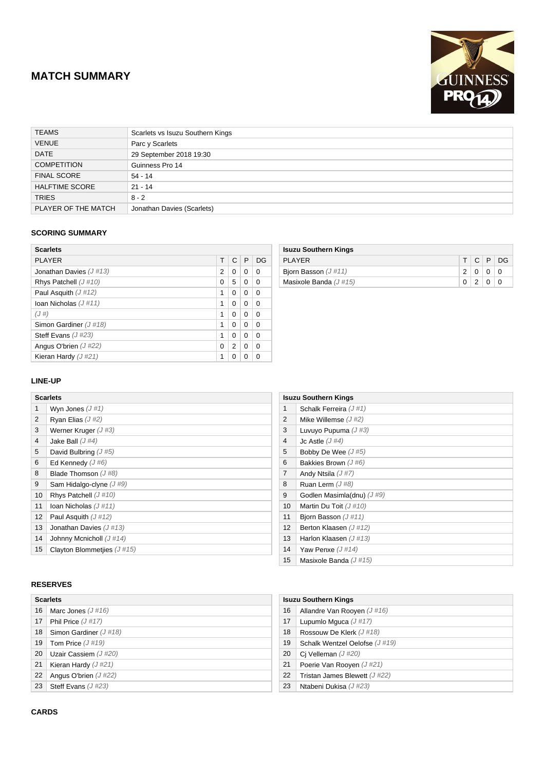## MATCH SUMMARY

| | |
|---|---|
| TEAMS | Scarlets vs Isuzu Southern Kings |
| VENUE | Parc y Scarlets |
| DATE | 29 September 2018 19:30 |
| COMPETITION | Guinness Pro 14 |
| FINAL SCORE | 54 - 14 |
| HALFTIME SCORE | 21 - 14 |
| TRIES | 8 - 2 |
| PLAYER OF THE MATCH | Jonathan Davies (Scarlets) |

### SCORING SUMMARY

**Scarlets**

| PLAYER | T | C | P | DG |
|---|---|---|---|---|
| Jonathan Davies *(J #13)* | 2 | 0 | 0 | 0 |
| Rhys Patchell *(J #10)* | 0 | 5 | 0 | 0 |
| Paul Asquith *(J #12)* | 1 | 0 | 0 | 0 |
| Ioan Nicholas *(J #11)* | 1 | 0 | 0 | 0 |
| *(J #)* | 1 | 0 | 0 | 0 |
| Simon Gardiner *(J #18)* | 1 | 0 | 0 | 0 |
| Steff Evans *(J #23)* | 1 | 0 | 0 | 0 |
| Angus O'brien *(J #22)* | 0 | 2 | 0 | 0 |
| Kieran Hardy *(J #21)* | 1 | 0 | 0 | 0 |

**Isuzu Southern Kings**

| PLAYER | T | C | P | DG |
|---|---|---|---|---|
| Bjorn Basson *(J #11)* | 2 | 0 | 0 | 0 |
| Masixole Banda *(J #15)* | 0 | 2 | 0 | 0 |

### LINE-UP

**Scarlets**

| | |
|---|---|
| 1 | Wyn Jones *(J #1)* |
| 2 | Ryan Elias *(J #2)* |
| 3 | Werner Kruger *(J #3)* |
| 4 | Jake Ball *(J #4)* |
| 5 | David Bulbring *(J #5)* |
| 6 | Ed Kennedy *(J #6)* |
| 8 | Blade Thomson *(J #8)* |
| 9 | Sam Hidalgo-clyne *(J #9)* |
| 10 | Rhys Patchell *(J #10)* |
| 11 | Ioan Nicholas *(J #11)* |
| 12 | Paul Asquith *(J #12)* |
| 13 | Jonathan Davies *(J #13)* |
| 14 | Johnny Mcnicholl *(J #14)* |
| 15 | Clayton Blommetjies *(J #15)* |

**Isuzu Southern Kings**

| | |
|---|---|
| 1 | Schalk Ferreira *(J #1)* |
| 2 | Mike Willemse *(J #2)* |
| 3 | Luvuyo Pupuma *(J #3)* |
| 4 | Jc Astle *(J #4)* |
| 5 | Bobby De Wee *(J #5)* |
| 6 | Bakkies Brown *(J #6)* |
| 7 | Andy Ntsila *(J #7)* |
| 8 | Ruan Lerm *(J #8)* |
| 9 | Godlen Masimla(dnu) *(J #9)* |
| 10 | Martin Du Toit *(J #10)* |
| 11 | Bjorn Basson *(J #11)* |
| 12 | Berton Klaasen *(J #12)* |
| 13 | Harlon Klaasen *(J #13)* |
| 14 | Yaw Penxe *(J #14)* |
| 15 | Masixole Banda *(J #15)* |

### RESERVES

**Scarlets**

| | |
|---|---|
| 16 | Marc Jones *(J #16)* |
| 17 | Phil Price *(J #17)* |
| 18 | Simon Gardiner *(J #18)* |
| 19 | Tom Price *(J #19)* |
| 20 | Uzair Cassiem *(J #20)* |
| 21 | Kieran Hardy *(J #21)* |
| 22 | Angus O'brien *(J #22)* |
| 23 | Steff Evans *(J #23)* |

**Isuzu Southern Kings**

| | |
|---|---|
| 16 | Allandre Van Rooyen *(J #16)* |
| 17 | Lupumlo Mguca *(J #17)* |
| 18 | Rossouw De Klerk *(J #18)* |
| 19 | Schalk Wentzel Oelofse *(J #19)* |
| 20 | Cj Velleman *(J #20)* |
| 21 | Poerie Van Rooyen *(J #21)* |
| 22 | Tristan James Blewett *(J #22)* |
| 23 | Ntabeni Dukisa *(J #23)* |

### CARDS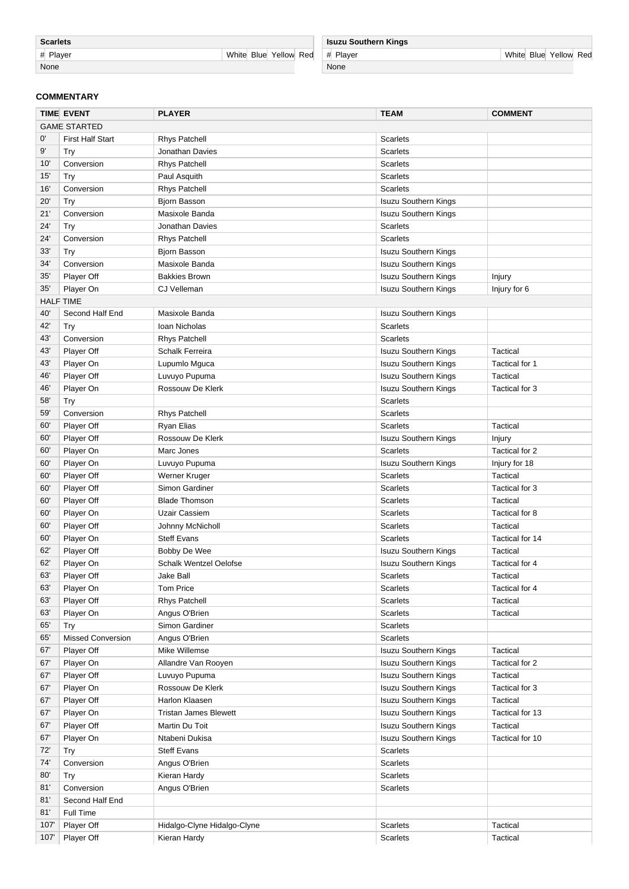| Scarlets | | | | |
| --- | --- | --- | --- | --- |
| # Player | White | Blue | Yellow | Red |
| None | | | | |

| Isuzu Southern Kings | | | | |
| --- | --- | --- | --- | --- |
| # Player | White | Blue | Yellow | Red |
| None | | | | |

**COMMENTARY**

| TIME | EVENT | PLAYER | TEAM | COMMENT |
| --- | --- | --- | --- | --- |
| GAME STARTED | | | | |
| 0' | First Half Start | Rhys Patchell | Scarlets | |
| 9' | Try | Jonathan Davies | Scarlets | |
| 10' | Conversion | Rhys Patchell | Scarlets | |
| 15' | Try | Paul Asquith | Scarlets | |
| 16' | Conversion | Rhys Patchell | Scarlets | |
| 20' | Try | Bjorn Basson | Isuzu Southern Kings | |
| 21' | Conversion | Masixole Banda | Isuzu Southern Kings | |
| 24' | Try | Jonathan Davies | Scarlets | |
| 24' | Conversion | Rhys Patchell | Scarlets | |
| 33' | Try | Bjorn Basson | Isuzu Southern Kings | |
| 34' | Conversion | Masixole Banda | Isuzu Southern Kings | |
| 35' | Player Off | Bakkies Brown | Isuzu Southern Kings | Injury |
| 35' | Player On | CJ Velleman | Isuzu Southern Kings | Injury for 6 |
| HALF TIME | | | | |
| 40' | Second Half End | Masixole Banda | Isuzu Southern Kings | |
| 42' | Try | Ioan Nicholas | Scarlets | |
| 43' | Conversion | Rhys Patchell | Scarlets | |
| 43' | Player Off | Schalk Ferreira | Isuzu Southern Kings | Tactical |
| 43' | Player On | Lupumlo Mguca | Isuzu Southern Kings | Tactical for 1 |
| 46' | Player Off | Luvuyo Pupuma | Isuzu Southern Kings | Tactical |
| 46' | Player On | Rossouw De Klerk | Isuzu Southern Kings | Tactical for 3 |
| 58' | Try | | Scarlets | |
| 59' | Conversion | Rhys Patchell | Scarlets | |
| 60' | Player Off | Ryan Elias | Scarlets | Tactical |
| 60' | Player Off | Rossouw De Klerk | Isuzu Southern Kings | Injury |
| 60' | Player On | Marc Jones | Scarlets | Tactical for 2 |
| 60' | Player On | Luvuyo Pupuma | Isuzu Southern Kings | Injury for 18 |
| 60' | Player Off | Werner Kruger | Scarlets | Tactical |
| 60' | Player Off | Simon Gardiner | Scarlets | Tactical for 3 |
| 60' | Player Off | Blade Thomson | Scarlets | Tactical |
| 60' | Player On | Uzair Cassiem | Scarlets | Tactical for 8 |
| 60' | Player Off | Johnny McNicholl | Scarlets | Tactical |
| 60' | Player On | Steff Evans | Scarlets | Tactical for 14 |
| 62' | Player Off | Bobby De Wee | Isuzu Southern Kings | Tactical |
| 62' | Player On | Schalk Wentzel Oelofse | Isuzu Southern Kings | Tactical for 4 |
| 63' | Player Off | Jake Ball | Scarlets | Tactical |
| 63' | Player On | Tom Price | Scarlets | Tactical for 4 |
| 63' | Player Off | Rhys Patchell | Scarlets | Tactical |
| 63' | Player On | Angus O'Brien | Scarlets | Tactical |
| 65' | Try | Simon Gardiner | Scarlets | |
| 65' | Missed Conversion | Angus O'Brien | Scarlets | |
| 67' | Player Off | Mike Willemse | Isuzu Southern Kings | Tactical |
| 67' | Player On | Allandre Van Rooyen | Isuzu Southern Kings | Tactical for 2 |
| 67' | Player Off | Luvuyo Pupuma | Isuzu Southern Kings | Tactical |
| 67' | Player On | Rossouw De Klerk | Isuzu Southern Kings | Tactical for 3 |
| 67' | Player Off | Harlon Klaasen | Isuzu Southern Kings | Tactical |
| 67' | Player On | Tristan James Blewett | Isuzu Southern Kings | Tactical for 13 |
| 67' | Player Off | Martin Du Toit | Isuzu Southern Kings | Tactical |
| 67' | Player On | Ntabeni Dukisa | Isuzu Southern Kings | Tactical for 10 |
| 72' | Try | Steff Evans | Scarlets | |
| 74' | Conversion | Angus O'Brien | Scarlets | |
| 80' | Try | Kieran Hardy | Scarlets | |
| 81' | Conversion | Angus O'Brien | Scarlets | |
| 81' | Second Half End | | | |
| 81' | Full Time | | | |
| 107' | Player Off | Hidalgo-Clyne Hidalgo-Clyne | Scarlets | Tactical |
| 107' | Player Off | Kieran Hardy | Scarlets | Tactical |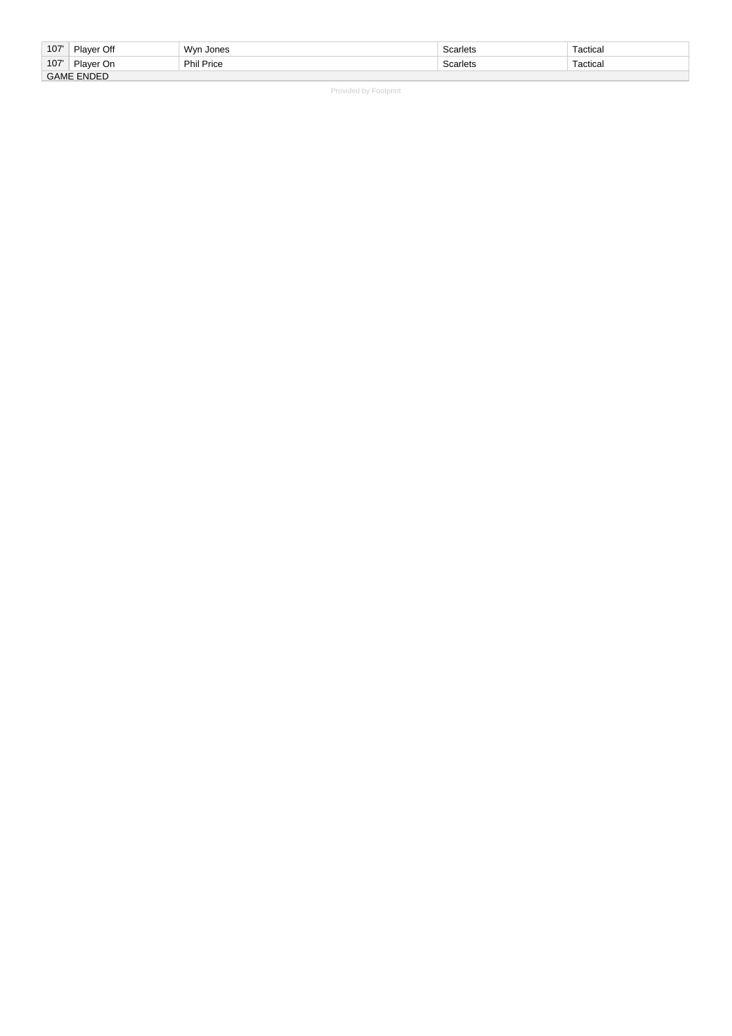| | | | | |
|---|---|---|---|---|
| 107' | Player Off | Wyn Jones | Scarlets | Tactical |
| 107' | Player On | Phil Price | Scarlets | Tactical |
| GAME ENDED | | | | |

Provided by Footprint